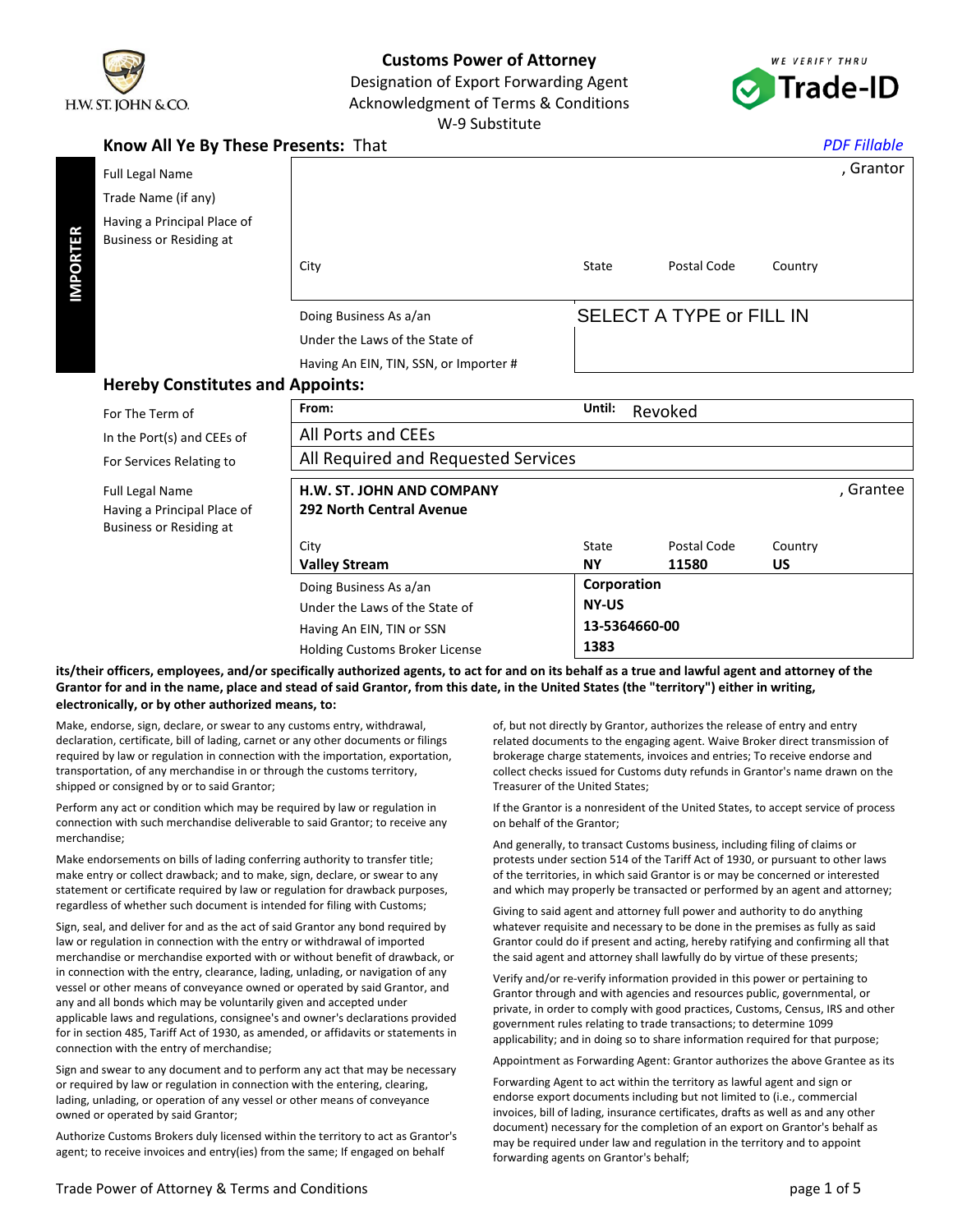# Customs Power of Attorney

Designation of Export Forwarding Agent
Acknowledgment of Terms & Conditions
W-9 Substitute

H.W. ST. JOHN & CO.

WE VERIFY THRU Trade-ID

## Know All Ye By These Presents: That

*PDF Fillable*

**IMPORTER**

| | | | | |
|---|---|---|---|---|
| Full Legal Name | | | | , Grantor |
| Trade Name (if any) | | | | |
| Having a Principal Place of Business or Residing at | | | | |
| | City | State | Postal Code | Country |
| | Doing Business As a/an | SELECT A TYPE or FILL IN | | |
| | Under the Laws of the State of | | | |
| | Having An EIN, TIN, SSN, or Importer # | | | |

## Hereby Constitutes and Appoints:

| | | | | |
|---|---|---|---|---|
| For The Term of | **From:** | **Until:** Revoked | | |
| In the Port(s) and CEEs of | All Ports and CEEs | | | |
| For Services Relating to | All Required and Requested Services | | | |
| Full Legal Name | **H.W. ST. JOHN AND COMPANY** | | | , Grantee |
| Having a Principal Place of Business or Residing at | **292 North Central Avenue** | | | |
| | City **Valley Stream** | State **NY** | Postal Code **11580** | Country **US** |
| | Doing Business As a/an | **Corporation** | | |
| | Under the Laws of the State of | **NY-US** | | |
| | Having An EIN, TIN or SSN | **13-5364660-00** | | |
| | Holding Customs Broker License | **1383** | | |

**its/their officers, employees, and/or specifically authorized agents, to act for and on its behalf as a true and lawful agent and attorney of the Grantor for and in the name, place and stead of said Grantor, from this date, in the United States (the "territory") either in writing, electronically, or by other authorized means, to:**

Make, endorse, sign, declare, or swear to any customs entry, withdrawal, declaration, certificate, bill of lading, carnet or any other documents or filings required by law or regulation in connection with the importation, exportation, transportation, of any merchandise in or through the customs territory, shipped or consigned by or to said Grantor;

Perform any act or condition which may be required by law or regulation in connection with such merchandise deliverable to said Grantor; to receive any merchandise;

Make endorsements on bills of lading conferring authority to transfer title; make entry or collect drawback; and to make, sign, declare, or swear to any statement or certificate required by law or regulation for drawback purposes, regardless of whether such document is intended for filing with Customs;

Sign, seal, and deliver for and as the act of said Grantor any bond required by law or regulation in connection with the entry or withdrawal of imported merchandise or merchandise exported with or without benefit of drawback, or in connection with the entry, clearance, lading, unlading, or navigation of any vessel or other means of conveyance owned or operated by said Grantor, and any and all bonds which may be voluntarily given and accepted under applicable laws and regulations, consignee's and owner's declarations provided for in section 485, Tariff Act of 1930, as amended, or affidavits or statements in connection with the entry of merchandise;

Sign and swear to any document and to perform any act that may be necessary or required by law or regulation in connection with the entering, clearing, lading, unlading, or operation of any vessel or other means of conveyance owned or operated by said Grantor;

Authorize Customs Brokers duly licensed within the territory to act as Grantor's agent; to receive invoices and entry(ies) from the same; If engaged on behalf of, but not directly by Grantor, authorizes the release of entry and entry related documents to the engaging agent. Waive Broker direct transmission of brokerage charge statements, invoices and entries; To receive endorse and collect checks issued for Customs duty refunds in Grantor's name drawn on the Treasurer of the United States;

If the Grantor is a nonresident of the United States, to accept service of process on behalf of the Grantor;

And generally, to transact Customs business, including filing of claims or protests under section 514 of the Tariff Act of 1930, or pursuant to other laws of the territories, in which said Grantor is or may be concerned or interested and which may properly be transacted or performed by an agent and attorney;

Giving to said agent and attorney full power and authority to do anything whatever requisite and necessary to be done in the premises as fully as said Grantor could do if present and acting, hereby ratifying and confirming all that the said agent and attorney shall lawfully do by virtue of these presents;

Verify and/or re-verify information provided in this power or pertaining to Grantor through and with agencies and resources public, governmental, or private, in order to comply with good practices, Customs, Census, IRS and other government rules relating to trade transactions; to determine 1099 applicability; and in doing so to share information required for that purpose;

Appointment as Forwarding Agent: Grantor authorizes the above Grantee as its

Forwarding Agent to act within the territory as lawful agent and sign or endorse export documents including but not limited to (i.e., commercial invoices, bill of lading, insurance certificates, drafts as well as and any other document) necessary for the completion of an export on Grantor's behalf as may be required under law and regulation in the territory and to appoint forwarding agents on Grantor's behalf;

Trade Power of Attorney & Terms and Conditions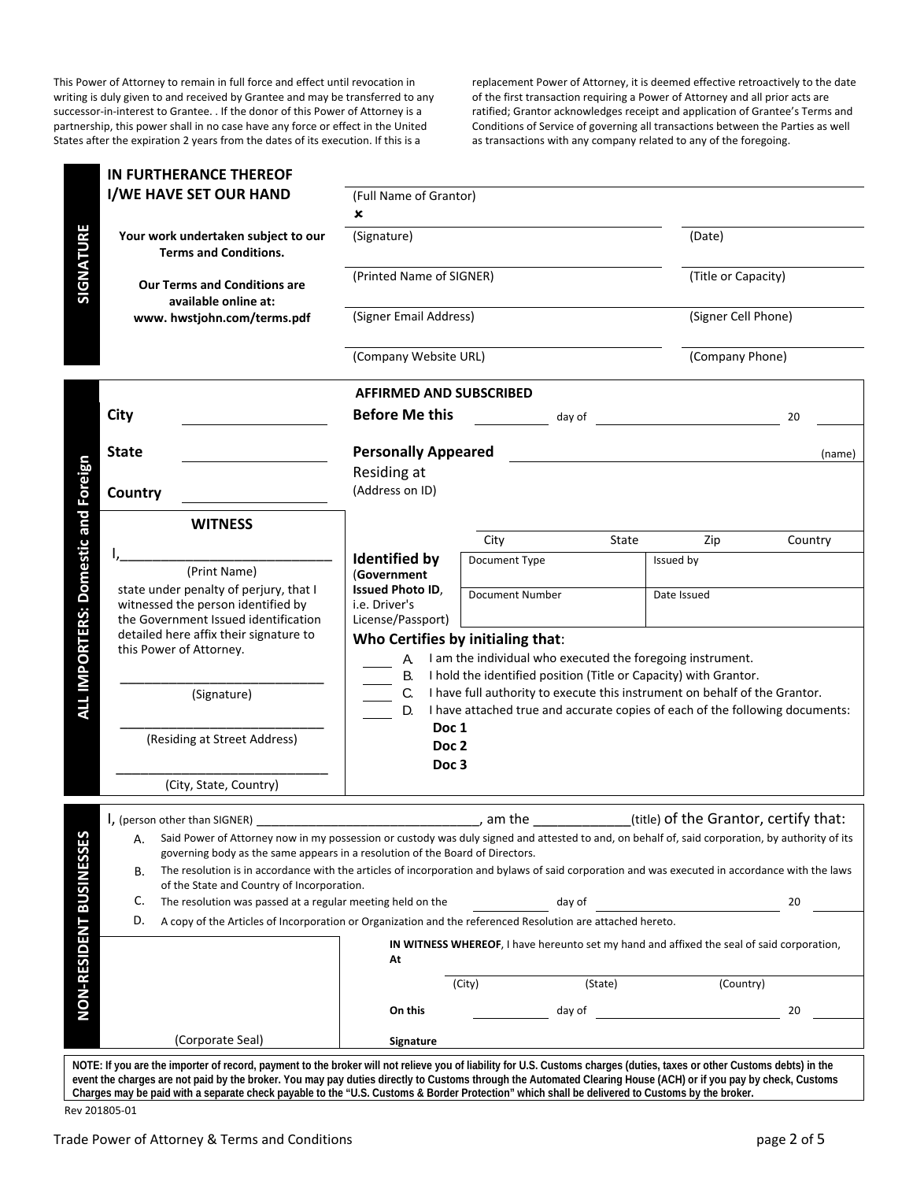This Power of Attorney to remain in full force and effect until revocation in writing is duly given to and received by Grantee and may be transferred to any successor-in-interest to Grantee. . If the donor of this Power of Attorney is a partnership, this power shall in no case have any force or effect in the United States after the expiration 2 years from the dates of its execution. If this is a replacement Power of Attorney, it is deemed effective retroactively to the date of the first transaction requiring a Power of Attorney and all prior acts are ratified; Grantor acknowledges receipt and application of Grantee's Terms and Conditions of Service of governing all transactions between the Parties as well as transactions with any company related to any of the foregoing.

## SIGNATURE

**IN FURTHERANCE THEREOF I/WE HAVE SET OUR HAND**

**Your work undertaken subject to our Terms and Conditions.**

**Our Terms and Conditions are available online at: www. hwstjohn.com/terms.pdf**

(Full Name of Grantor)

✗

| (Signature) | (Date) |
|---|---|
| (Printed Name of SIGNER) | (Title or Capacity) |
| (Signer Email Address) | (Signer Cell Phone) |
| (Company Website URL) | (Company Phone) |

## ALL IMPORTERS: Domestic and Foreign

**City** ____________

**State** ____________

**Country** ____________

**AFFIRMED AND SUBSCRIBED**

**Before Me this** ________ day of ____________________ 20 ______

**Personally Appeared** ____________________________ (name)

Residing at
(Address on ID)

| City | State | Zip | Country |
|---|---|---|---|
| | | | |

**Identified by** (**Government Issued Photo ID**, i.e. Driver's License/Passport)

| Document Type | Issued by |
|---|---|
| Document Number | Date Issued |

**Who Certifies by initialing that**:

____ A. I am the individual who executed the foregoing instrument.
____ B. I hold the identified position (Title or Capacity) with Grantor.
____ C. I have full authority to execute this instrument on behalf of the Grantor.
____ D. I have attached true and accurate copies of each of the following documents:

**Doc 1**
**Doc 2**
**Doc 3**

### WITNESS

I,______________________________
(Print Name)

state under penalty of perjury, that I witnessed the person identified by the Government Issued identification detailed here affix their signature to this Power of Attorney.

______________________________
(Signature)

______________________________
(Residing at Street Address)

______________________________
(City, State, Country)

## NON-RESIDENT BUSINESSES

I, (person other than SIGNER) ________________________________, am the ____________(title) of the Grantor, certify that:

A. Said Power of Attorney now in my possession or custody was duly signed and attested to and, on behalf of, said corporation, by authority of its governing body as the same appears in a resolution of the Board of Directors.

B. The resolution is in accordance with the articles of incorporation and bylaws of said corporation and was executed in accordance with the laws of the State and Country of Incorporation.

C. The resolution was passed at a regular meeting held on the ________ day of ____________________ 20 ______

D. A copy of the Articles of Incorporation or Organization and the referenced Resolution are attached hereto.

**IN WITNESS WHEREOF**, I have hereunto set my hand and affixed the seal of said corporation, **At**

(City) (State) (Country)

**On this** ________ day of ____________________ 20 ______

**Signature**

(Corporate Seal)

**NOTE: If you are the importer of record, payment to the broker will not relieve you of liability for U.S. Customs charges (duties, taxes or other Customs debts) in the event the charges are not paid by the broker. You may pay duties directly to Customs through the Automated Clearing House (ACH) or if you pay by check, Customs Charges may be paid with a separate check payable to the "U.S. Customs & Border Protection" which shall be delivered to Customs by the broker.**

Rev 201805-01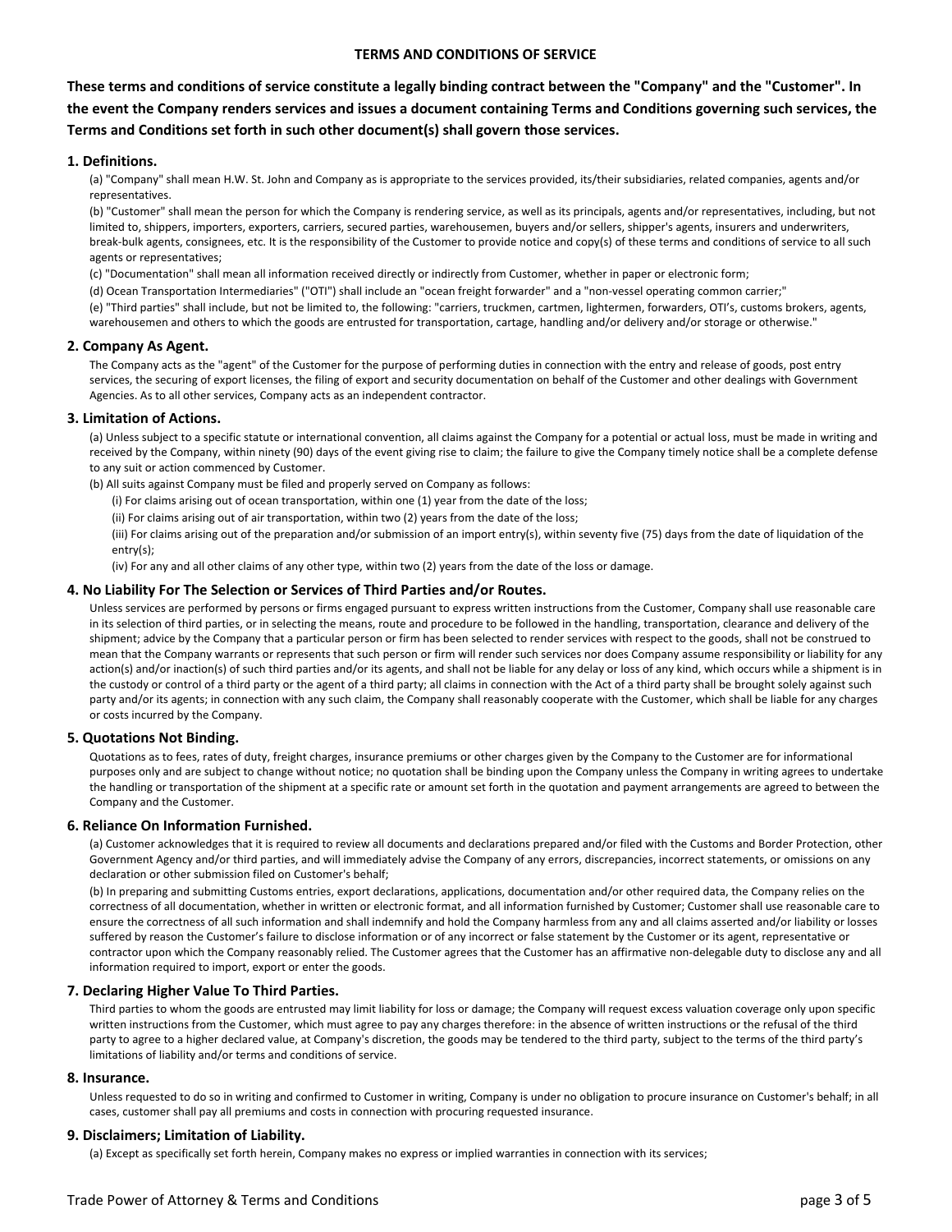## TERMS AND CONDITIONS OF SERVICE

**These terms and conditions of service constitute a legally binding contract between the "Company" and the "Customer". In the event the Company renders services and issues a document containing Terms and Conditions governing such services, the Terms and Conditions set forth in such other document(s) shall govern those services.**

### 1. Definitions.

(a) "Company" shall mean H.W. St. John and Company as is appropriate to the services provided, its/their subsidiaries, related companies, agents and/or representatives.

(b) "Customer" shall mean the person for which the Company is rendering service, as well as its principals, agents and/or representatives, including, but not limited to, shippers, importers, exporters, carriers, secured parties, warehousemen, buyers and/or sellers, shipper's agents, insurers and underwriters, break-bulk agents, consignees, etc. It is the responsibility of the Customer to provide notice and copy(s) of these terms and conditions of service to all such agents or representatives;

(c) "Documentation" shall mean all information received directly or indirectly from Customer, whether in paper or electronic form;

(d) Ocean Transportation Intermediaries" ("OTI") shall include an "ocean freight forwarder" and a "non-vessel operating common carrier;"

(e) "Third parties" shall include, but not be limited to, the following: "carriers, truckmen, cartmen, lightermen, forwarders, OTI's, customs brokers, agents, warehousemen and others to which the goods are entrusted for transportation, cartage, handling and/or delivery and/or storage or otherwise."

### 2. Company As Agent.

The Company acts as the "agent" of the Customer for the purpose of performing duties in connection with the entry and release of goods, post entry services, the securing of export licenses, the filing of export and security documentation on behalf of the Customer and other dealings with Government Agencies. As to all other services, Company acts as an independent contractor.

### 3. Limitation of Actions.

(a) Unless subject to a specific statute or international convention, all claims against the Company for a potential or actual loss, must be made in writing and received by the Company, within ninety (90) days of the event giving rise to claim; the failure to give the Company timely notice shall be a complete defense to any suit or action commenced by Customer.

(b) All suits against Company must be filed and properly served on Company as follows:

(i) For claims arising out of ocean transportation, within one (1) year from the date of the loss;

(ii) For claims arising out of air transportation, within two (2) years from the date of the loss;

(iii) For claims arising out of the preparation and/or submission of an import entry(s), within seventy five (75) days from the date of liquidation of the entry(s);

(iv) For any and all other claims of any other type, within two (2) years from the date of the loss or damage.

### 4. No Liability For The Selection or Services of Third Parties and/or Routes.

Unless services are performed by persons or firms engaged pursuant to express written instructions from the Customer, Company shall use reasonable care in its selection of third parties, or in selecting the means, route and procedure to be followed in the handling, transportation, clearance and delivery of the shipment; advice by the Company that a particular person or firm has been selected to render services with respect to the goods, shall not be construed to mean that the Company warrants or represents that such person or firm will render such services nor does Company assume responsibility or liability for any action(s) and/or inaction(s) of such third parties and/or its agents, and shall not be liable for any delay or loss of any kind, which occurs while a shipment is in the custody or control of a third party or the agent of a third party; all claims in connection with the Act of a third party shall be brought solely against such party and/or its agents; in connection with any such claim, the Company shall reasonably cooperate with the Customer, which shall be liable for any charges or costs incurred by the Company.

### 5. Quotations Not Binding.

Quotations as to fees, rates of duty, freight charges, insurance premiums or other charges given by the Company to the Customer are for informational purposes only and are subject to change without notice; no quotation shall be binding upon the Company unless the Company in writing agrees to undertake the handling or transportation of the shipment at a specific rate or amount set forth in the quotation and payment arrangements are agreed to between the Company and the Customer.

### 6. Reliance On Information Furnished.

(a) Customer acknowledges that it is required to review all documents and declarations prepared and/or filed with the Customs and Border Protection, other Government Agency and/or third parties, and will immediately advise the Company of any errors, discrepancies, incorrect statements, or omissions on any declaration or other submission filed on Customer's behalf;

(b) In preparing and submitting Customs entries, export declarations, applications, documentation and/or other required data, the Company relies on the correctness of all documentation, whether in written or electronic format, and all information furnished by Customer; Customer shall use reasonable care to ensure the correctness of all such information and shall indemnify and hold the Company harmless from any and all claims asserted and/or liability or losses suffered by reason the Customer's failure to disclose information or of any incorrect or false statement by the Customer or its agent, representative or contractor upon which the Company reasonably relied. The Customer agrees that the Customer has an affirmative non-delegable duty to disclose any and all information required to import, export or enter the goods.

### 7. Declaring Higher Value To Third Parties.

Third parties to whom the goods are entrusted may limit liability for loss or damage; the Company will request excess valuation coverage only upon specific written instructions from the Customer, which must agree to pay any charges therefore: in the absence of written instructions or the refusal of the third party to agree to a higher declared value, at Company's discretion, the goods may be tendered to the third party, subject to the terms of the third party's limitations of liability and/or terms and conditions of service.

### 8. Insurance.

Unless requested to do so in writing and confirmed to Customer in writing, Company is under no obligation to procure insurance on Customer's behalf; in all cases, customer shall pay all premiums and costs in connection with procuring requested insurance.

### 9. Disclaimers; Limitation of Liability.

(a) Except as specifically set forth herein, Company makes no express or implied warranties in connection with its services;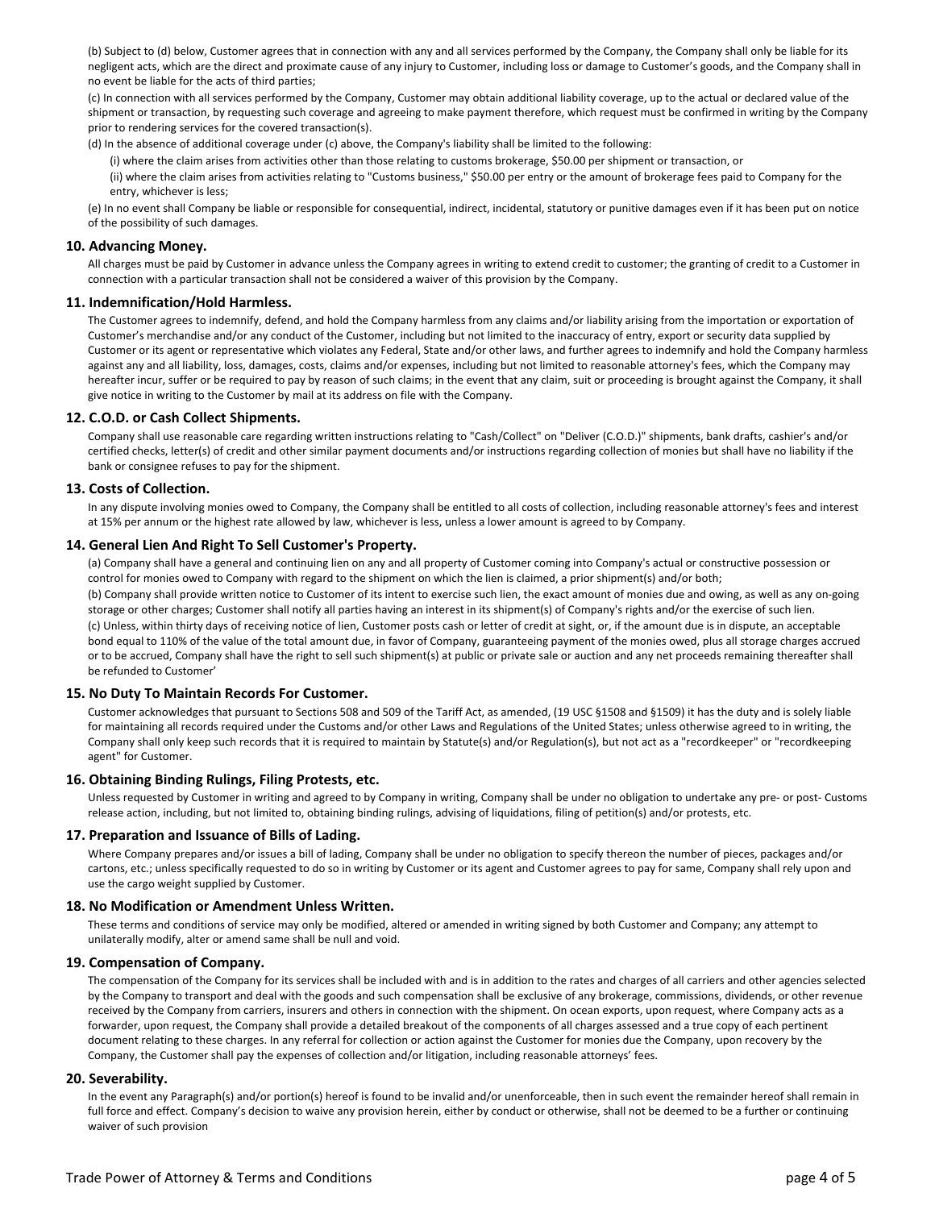(b) Subject to (d) below, Customer agrees that in connection with any and all services performed by the Company, the Company shall only be liable for its negligent acts, which are the direct and proximate cause of any injury to Customer, including loss or damage to Customer's goods, and the Company shall in no event be liable for the acts of third parties;

(c) In connection with all services performed by the Company, Customer may obtain additional liability coverage, up to the actual or declared value of the shipment or transaction, by requesting such coverage and agreeing to make payment therefore, which request must be confirmed in writing by the Company prior to rendering services for the covered transaction(s).

(d) In the absence of additional coverage under (c) above, the Company's liability shall be limited to the following:

(i) where the claim arises from activities other than those relating to customs brokerage, $50.00 per shipment or transaction, or

(ii) where the claim arises from activities relating to "Customs business," $50.00 per entry or the amount of brokerage fees paid to Company for the entry, whichever is less;

(e) In no event shall Company be liable or responsible for consequential, indirect, incidental, statutory or punitive damages even if it has been put on notice of the possibility of such damages.

### 10. Advancing Money.

All charges must be paid by Customer in advance unless the Company agrees in writing to extend credit to customer; the granting of credit to a Customer in connection with a particular transaction shall not be considered a waiver of this provision by the Company.

### 11. Indemnification/Hold Harmless.

The Customer agrees to indemnify, defend, and hold the Company harmless from any claims and/or liability arising from the importation or exportation of Customer's merchandise and/or any conduct of the Customer, including but not limited to the inaccuracy of entry, export or security data supplied by Customer or its agent or representative which violates any Federal, State and/or other laws, and further agrees to indemnify and hold the Company harmless against any and all liability, loss, damages, costs, claims and/or expenses, including but not limited to reasonable attorney's fees, which the Company may hereafter incur, suffer or be required to pay by reason of such claims; in the event that any claim, suit or proceeding is brought against the Company, it shall give notice in writing to the Customer by mail at its address on file with the Company.

### 12. C.O.D. or Cash Collect Shipments.

Company shall use reasonable care regarding written instructions relating to "Cash/Collect" on "Deliver (C.O.D.)" shipments, bank drafts, cashier's and/or certified checks, letter(s) of credit and other similar payment documents and/or instructions regarding collection of monies but shall have no liability if the bank or consignee refuses to pay for the shipment.

### 13. Costs of Collection.

In any dispute involving monies owed to Company, the Company shall be entitled to all costs of collection, including reasonable attorney's fees and interest at 15% per annum or the highest rate allowed by law, whichever is less, unless a lower amount is agreed to by Company.

### 14. General Lien And Right To Sell Customer's Property.

(a) Company shall have a general and continuing lien on any and all property of Customer coming into Company's actual or constructive possession or control for monies owed to Company with regard to the shipment on which the lien is claimed, a prior shipment(s) and/or both;

(b) Company shall provide written notice to Customer of its intent to exercise such lien, the exact amount of monies due and owing, as well as any on-going storage or other charges; Customer shall notify all parties having an interest in its shipment(s) of Company's rights and/or the exercise of such lien.

(c) Unless, within thirty days of receiving notice of lien, Customer posts cash or letter of credit at sight, or, if the amount due is in dispute, an acceptable bond equal to 110% of the value of the total amount due, in favor of Company, guaranteeing payment of the monies owed, plus all storage charges accrued or to be accrued, Company shall have the right to sell such shipment(s) at public or private sale or auction and any net proceeds remaining thereafter shall be refunded to Customer'

### 15. No Duty To Maintain Records For Customer.

Customer acknowledges that pursuant to Sections 508 and 509 of the Tariff Act, as amended, (19 USC §1508 and §1509) it has the duty and is solely liable for maintaining all records required under the Customs and/or other Laws and Regulations of the United States; unless otherwise agreed to in writing, the Company shall only keep such records that it is required to maintain by Statute(s) and/or Regulation(s), but not act as a "recordkeeper" or "recordkeeping agent" for Customer.

### 16. Obtaining Binding Rulings, Filing Protests, etc.

Unless requested by Customer in writing and agreed to by Company in writing, Company shall be under no obligation to undertake any pre- or post- Customs release action, including, but not limited to, obtaining binding rulings, advising of liquidations, filing of petition(s) and/or protests, etc.

### 17. Preparation and Issuance of Bills of Lading.

Where Company prepares and/or issues a bill of lading, Company shall be under no obligation to specify thereon the number of pieces, packages and/or cartons, etc.; unless specifically requested to do so in writing by Customer or its agent and Customer agrees to pay for same, Company shall rely upon and use the cargo weight supplied by Customer.

### 18. No Modification or Amendment Unless Written.

These terms and conditions of service may only be modified, altered or amended in writing signed by both Customer and Company; any attempt to unilaterally modify, alter or amend same shall be null and void.

### 19. Compensation of Company.

The compensation of the Company for its services shall be included with and is in addition to the rates and charges of all carriers and other agencies selected by the Company to transport and deal with the goods and such compensation shall be exclusive of any brokerage, commissions, dividends, or other revenue received by the Company from carriers, insurers and others in connection with the shipment. On ocean exports, upon request, where Company acts as a forwarder, upon request, the Company shall provide a detailed breakout of the components of all charges assessed and a true copy of each pertinent document relating to these charges. In any referral for collection or action against the Customer for monies due the Company, upon recovery by the Company, the Customer shall pay the expenses of collection and/or litigation, including reasonable attorneys' fees.

### 20. Severability.

In the event any Paragraph(s) and/or portion(s) hereof is found to be invalid and/or unenforceable, then in such event the remainder hereof shall remain in full force and effect. Company's decision to waive any provision herein, either by conduct or otherwise, shall not be deemed to be a further or continuing waiver of such provision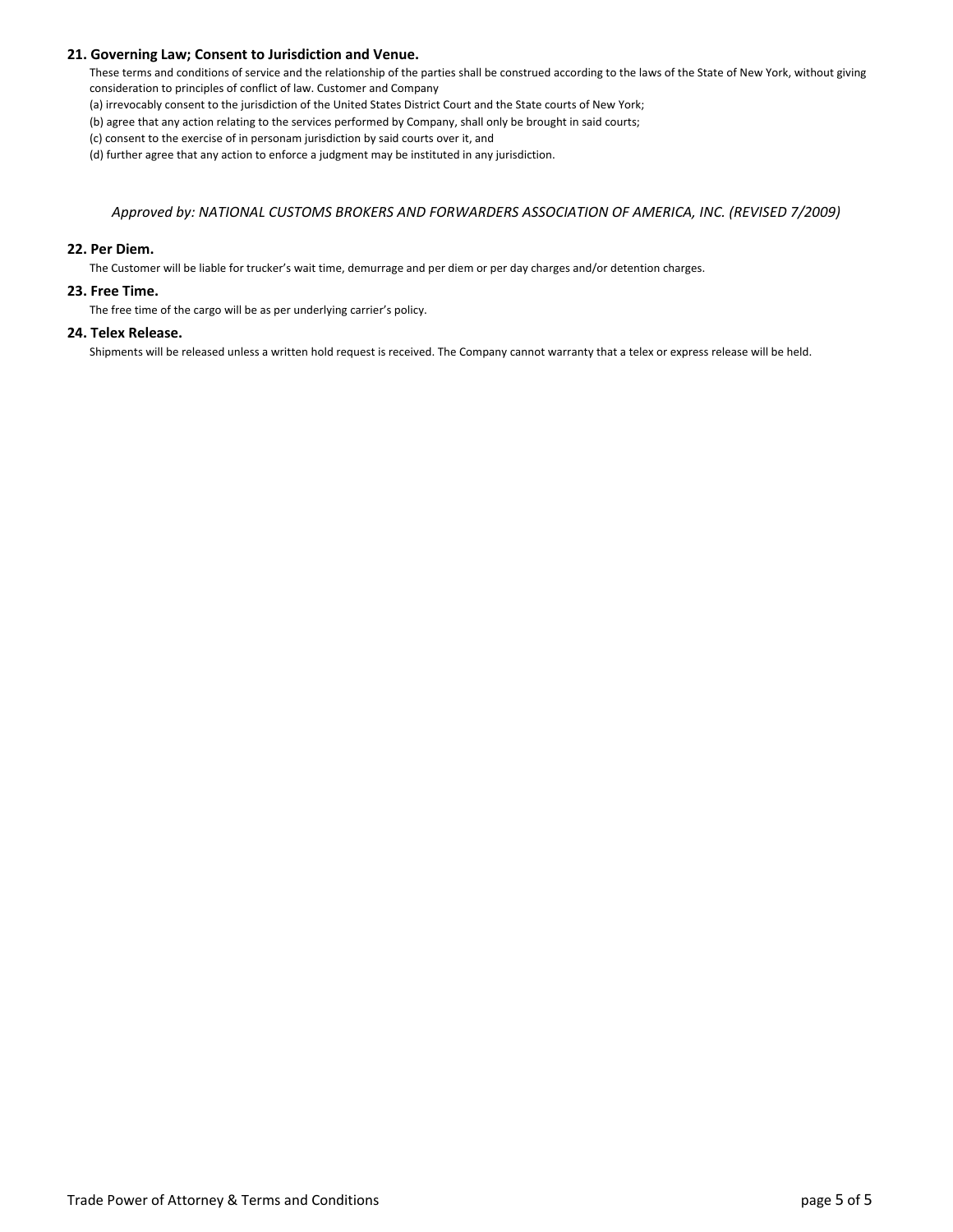### 21. Governing Law; Consent to Jurisdiction and Venue.

These terms and conditions of service and the relationship of the parties shall be construed according to the laws of the State of New York, without giving consideration to principles of conflict of law. Customer and Company

(a) irrevocably consent to the jurisdiction of the United States District Court and the State courts of New York;

(b) agree that any action relating to the services performed by Company, shall only be brought in said courts;

(c) consent to the exercise of in personam jurisdiction by said courts over it, and

(d) further agree that any action to enforce a judgment may be instituted in any jurisdiction.

*Approved by: NATIONAL CUSTOMS BROKERS AND FORWARDERS ASSOCIATION OF AMERICA, INC. (REVISED 7/2009)*

### 22. Per Diem.

The Customer will be liable for trucker's wait time, demurrage and per diem or per day charges and/or detention charges.

### 23. Free Time.

The free time of the cargo will be as per underlying carrier's policy.

### 24. Telex Release.

Shipments will be released unless a written hold request is received. The Company cannot warranty that a telex or express release will be held.